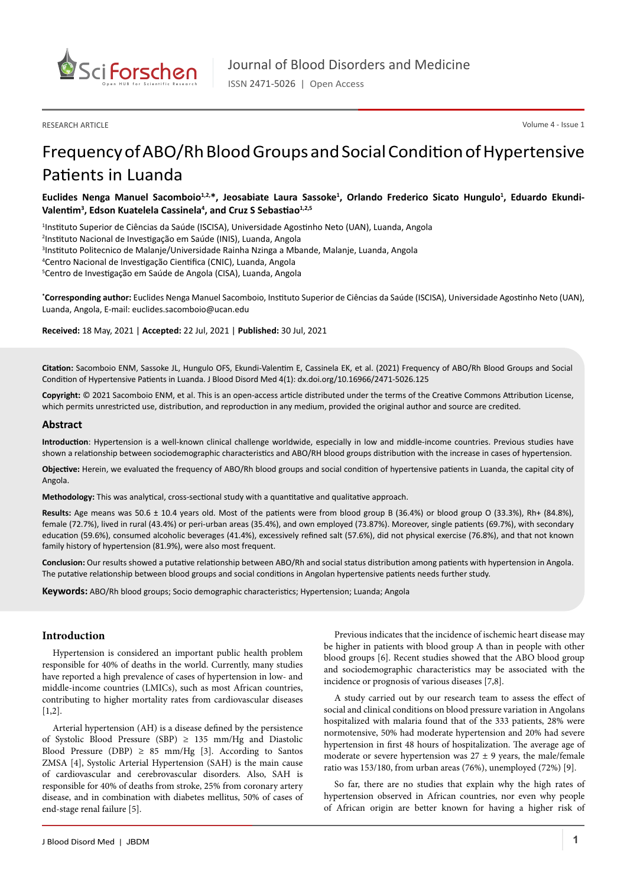RESEARCH ARTICLE

# Frequency of ABO/Rh Blood Groups and Social Condition of Hypertensive Patients in Luanda

**Euclides Nenga Manuel Sacomboio[1,2,*], Jeosabiate Laura Sassoke[1], Orlando Frederico Sicato Hungulo[1], Eduardo Ekundi-Valentim[3], Edson Kuatelela Cassinela[4], and Cruz S Sebastiao[1,2,5]**

[1]Instituto Superior de Ciências da Saúde (ISCISA), Universidade Agostinho Neto (UAN), Luanda, Angola

[2]Instituto Nacional de Investigação em Saúde (INIS), Luanda, Angola

[3]Instituto Politecnico de Malanje/Universidade Rainha Nzinga a Mbande, Malanje, Luanda, Angola

[4]Centro Nacional de Investigação Cientifica (CNIC), Luanda, Angola

[5]Centro de Investigação em Saúde de Angola (CISA), Luanda, Angola

[*]**Corresponding author:** Euclides Nenga Manuel Sacomboio, Instituto Superior de Ciências da Saúde (ISCISA), Universidade Agostinho Neto (UAN), Luanda, Angola, E-mail: euclides.sacomboio@ucan.edu

**Received:** 18 May, 2021 | **Accepted:** 22 Jul, 2021 | **Published:** 30 Jul, 2021

**Citation:** Sacomboio ENM, Sassoke JL, Hungulo OFS, Ekundi-Valentim E, Cassinela EK, et al. (2021) Frequency of ABO/Rh Blood Groups and Social Condition of Hypertensive Patients in Luanda. J Blood Disord Med 4(1): dx.doi.org/10.16966/2471-5026.125

**Copyright:** © 2021 Sacomboio ENM, et al. This is an open-access article distributed under the terms of the Creative Commons Attribution License, which permits unrestricted use, distribution, and reproduction in any medium, provided the original author and source are credited.

## Abstract

**Introduction**: Hypertension is a well-known clinical challenge worldwide, especially in low and middle-income countries. Previous studies have shown a relationship between sociodemographic characteristics and ABO/RH blood groups distribution with the increase in cases of hypertension.

**Objective:** Herein, we evaluated the frequency of ABO/Rh blood groups and social condition of hypertensive patients in Luanda, the capital city of Angola.

**Methodology:** This was analytical, cross-sectional study with a quantitative and qualitative approach.

**Results:** Age means was 50.6 ± 10.4 years old. Most of the patients were from blood group B (36.4%) or blood group O (33.3%), Rh+ (84.8%), female (72.7%), lived in rural (43.4%) or peri-urban areas (35.4%), and own employed (73.87%). Moreover, single patients (69.7%), with secondary education (59.6%), consumed alcoholic beverages (41.4%), excessively refined salt (57.6%), did not physical exercise (76.8%), and that not known family history of hypertension (81.9%), were also most frequent.

**Conclusion:** Our results showed a putative relationship between ABO/Rh and social status distribution among patients with hypertension in Angola. The putative relationship between blood groups and social conditions in Angolan hypertensive patients needs further study.

**Keywords:** ABO/Rh blood groups; Socio demographic characteristics; Hypertension; Luanda; Angola

## Introduction

Hypertension is considered an important public health problem responsible for 40% of deaths in the world. Currently, many studies have reported a high prevalence of cases of hypertension in low- and middle-income countries (LMICs), such as most African countries, contributing to higher mortality rates from cardiovascular diseases [1,2].

Arterial hypertension (AH) is a disease defined by the persistence of Systolic Blood Pressure (SBP) ≥ 135 mm/Hg and Diastolic Blood Pressure (DBP) ≥ 85 mm/Hg [3]. According to Santos ZMSA [4], Systolic Arterial Hypertension (SAH) is the main cause of cardiovascular and cerebrovascular disorders. Also, SAH is responsible for 40% of deaths from stroke, 25% from coronary artery disease, and in combination with diabetes mellitus, 50% of cases of end-stage renal failure [5].

Previous indicates that the incidence of ischemic heart disease may be higher in patients with blood group A than in people with other blood groups [6]. Recent studies showed that the ABO blood group and sociodemographic characteristics may be associated with the incidence or prognosis of various diseases [7,8].

A study carried out by our research team to assess the effect of social and clinical conditions on blood pressure variation in Angolans hospitalized with malaria found that of the 333 patients, 28% were normotensive, 50% had moderate hypertension and 20% had severe hypertension in first 48 hours of hospitalization. The average age of moderate or severe hypertension was 27 ± 9 years, the male/female ratio was 153/180, from urban areas (76%), unemployed (72%) [9].

So far, there are no studies that explain why the high rates of hypertension observed in African countries, nor even why people of African origin are better known for having a higher risk of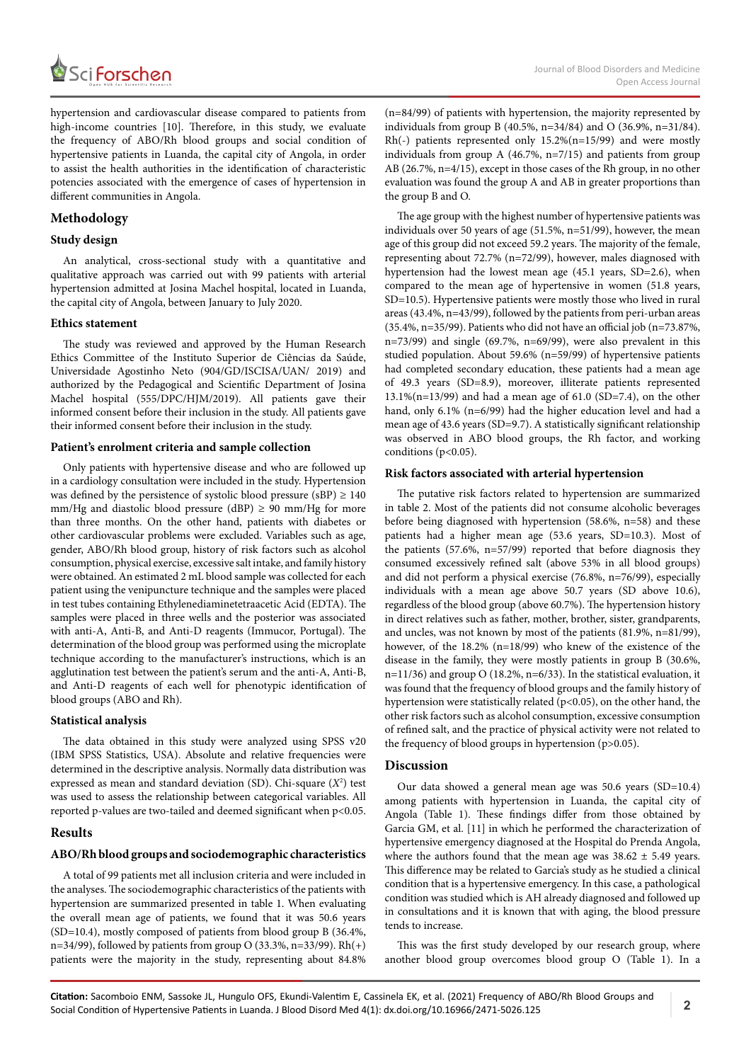hypertension and cardiovascular disease compared to patients from high-income countries [10]. Therefore, in this study, we evaluate the frequency of ABO/Rh blood groups and social condition of hypertensive patients in Luanda, the capital city of Angola, in order to assist the health authorities in the identification of characteristic potencies associated with the emergence of cases of hypertension in different communities in Angola.

## Methodology

### Study design

An analytical, cross-sectional study with a quantitative and qualitative approach was carried out with 99 patients with arterial hypertension admitted at Josina Machel hospital, located in Luanda, the capital city of Angola, between January to July 2020.

### Ethics statement

The study was reviewed and approved by the Human Research Ethics Committee of the Instituto Superior de Ciências da Saúde, Universidade Agostinho Neto (904/GD/ISCISA/UAN/ 2019) and authorized by the Pedagogical and Scientific Department of Josina Machel hospital (555/DPC/HJM/2019). All patients gave their informed consent before their inclusion in the study. All patients gave their informed consent before their inclusion in the study.

### Patient's enrolment criteria and sample collection

Only patients with hypertensive disease and who are followed up in a cardiology consultation were included in the study. Hypertension was defined by the persistence of systolic blood pressure (sBP) ≥ 140 mm/Hg and diastolic blood pressure (dBP) ≥ 90 mm/Hg for more than three months. On the other hand, patients with diabetes or other cardiovascular problems were excluded. Variables such as age, gender, ABO/Rh blood group, history of risk factors such as alcohol consumption, physical exercise, excessive salt intake, and family history were obtained. An estimated 2 mL blood sample was collected for each patient using the venipuncture technique and the samples were placed in test tubes containing Ethylenediaminetetraacetic Acid (EDTA). The samples were placed in three wells and the posterior was associated with anti-A, Anti-B, and Anti-D reagents (Immucor, Portugal). The determination of the blood group was performed using the microplate technique according to the manufacturer's instructions, which is an agglutination test between the patient's serum and the anti-A, Anti-B, and Anti-D reagents of each well for phenotypic identification of blood groups (ABO and Rh).

### Statistical analysis

The data obtained in this study were analyzed using SPSS v20 (IBM SPSS Statistics, USA). Absolute and relative frequencies were determined in the descriptive analysis. Normally data distribution was expressed as mean and standard deviation (SD). Chi-square ($X^2$) test was used to assess the relationship between categorical variables. All reported p-values are two-tailed and deemed significant when $p<0.05$.

## Results

### ABO/Rh blood groups and sociodemographic characteristics

A total of 99 patients met all inclusion criteria and were included in the analyses. The sociodemographic characteristics of the patients with hypertension are summarized presented in table 1. When evaluating the overall mean age of patients, we found that it was 50.6 years (SD=10.4), mostly composed of patients from blood group B (36.4%, n=34/99), followed by patients from group O (33.3%, n=33/99). Rh(+) patients were the majority in the study, representing about 84.8% (n=84/99) of patients with hypertension, the majority represented by individuals from group B (40.5%, n=34/84) and O (36.9%, n=31/84). Rh(-) patients represented only 15.2%(n=15/99) and were mostly individuals from group A (46.7%, n=7/15) and patients from group AB (26.7%, n=4/15), except in those cases of the Rh group, in no other evaluation was found the group A and AB in greater proportions than the group B and O.

The age group with the highest number of hypertensive patients was individuals over 50 years of age (51.5%, n=51/99), however, the mean age of this group did not exceed 59.2 years. The majority of the female, representing about 72.7% (n=72/99), however, males diagnosed with hypertension had the lowest mean age (45.1 years, SD=2.6), when compared to the mean age of hypertensive in women (51.8 years, SD=10.5). Hypertensive patients were mostly those who lived in rural areas (43.4%, n=43/99), followed by the patients from peri-urban areas (35.4%, n=35/99). Patients who did not have an official job (n=73.87%, n=73/99) and single (69.7%, n=69/99), were also prevalent in this studied population. About 59.6% (n=59/99) of hypertensive patients had completed secondary education, these patients had a mean age of 49.3 years (SD=8.9), moreover, illiterate patients represented 13.1%(n=13/99) and had a mean age of 61.0 (SD=7.4), on the other hand, only 6.1% (n=6/99) had the higher education level and had a mean age of 43.6 years (SD=9.7). A statistically significant relationship was observed in ABO blood groups, the Rh factor, and working conditions ($p<0.05$).

### Risk factors associated with arterial hypertension

The putative risk factors related to hypertension are summarized in table 2. Most of the patients did not consume alcoholic beverages before being diagnosed with hypertension (58.6%, n=58) and these patients had a higher mean age (53.6 years, SD=10.3). Most of the patients (57.6%, n=57/99) reported that before diagnosis they consumed excessively refined salt (above 53% in all blood groups) and did not perform a physical exercise (76.8%, n=76/99), especially individuals with a mean age above 50.7 years (SD above 10.6), regardless of the blood group (above 60.7%). The hypertension history in direct relatives such as father, mother, brother, sister, grandparents, and uncles, was not known by most of the patients (81.9%, n=81/99), however, of the 18.2% (n=18/99) who knew of the existence of the disease in the family, they were mostly patients in group B (30.6%, n=11/36) and group O (18.2%, n=6/33). In the statistical evaluation, it was found that the frequency of blood groups and the family history of hypertension were statistically related ($p<0.05$), on the other hand, the other risk factors such as alcohol consumption, excessive consumption of refined salt, and the practice of physical activity were not related to the frequency of blood groups in hypertension ($p>0.05$).

## Discussion

Our data showed a general mean age was 50.6 years (SD=10.4) among patients with hypertension in Luanda, the capital city of Angola (Table 1). These findings differ from those obtained by Garcia GM, et al. [11] in which he performed the characterization of hypertensive emergency diagnosed at the Hospital do Prenda Angola, where the authors found that the mean age was 38.62 ± 5.49 years. This difference may be related to Garcia's study as he studied a clinical condition that is a hypertensive emergency. In this case, a pathological condition was studied which is AH already diagnosed and followed up in consultations and it is known that with aging, the blood pressure tends to increase.

This was the first study developed by our research group, where another blood group overcomes blood group O (Table 1). In a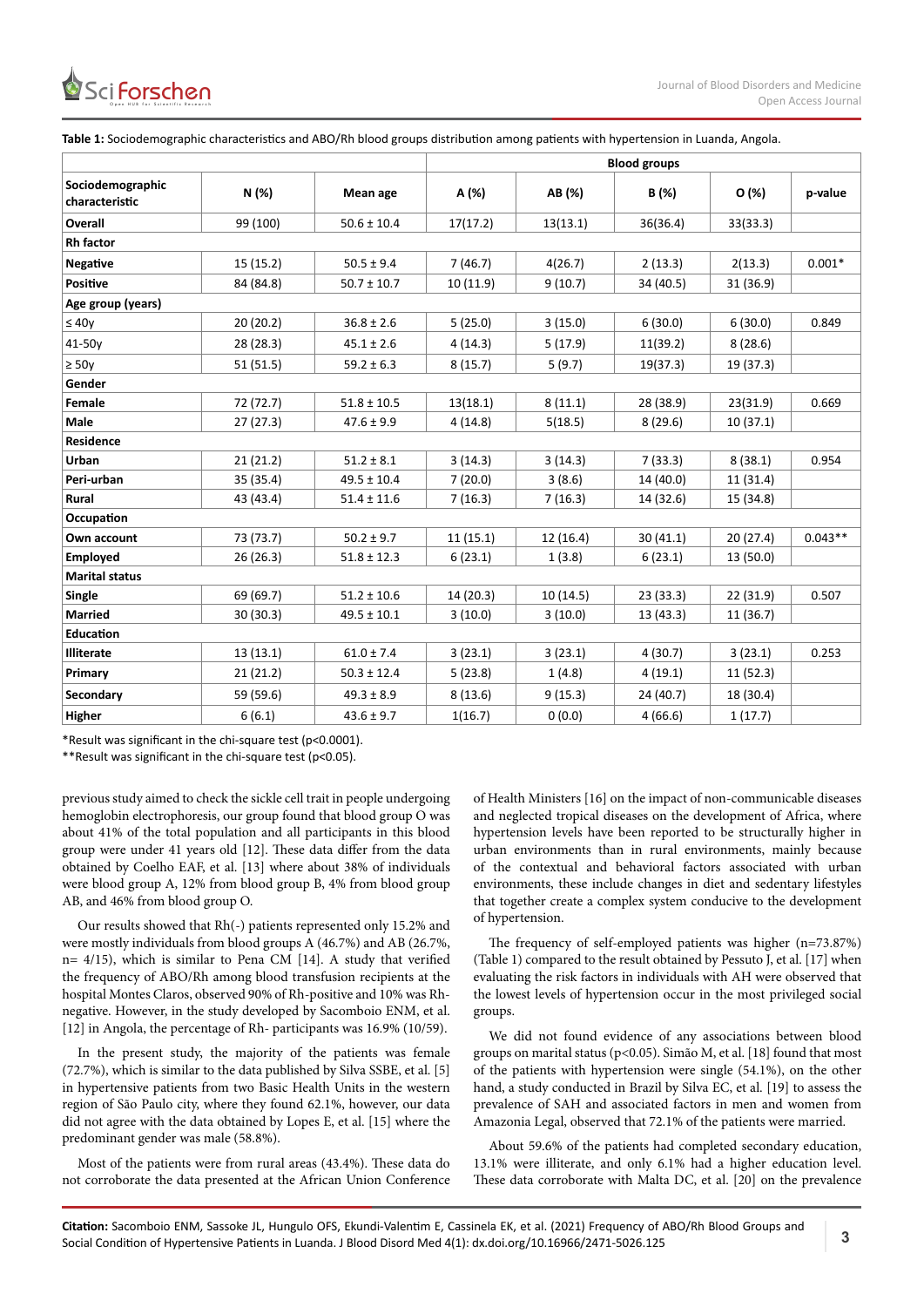**Table 1:** Sociodemographic characteristics and ABO/Rh blood groups distribution among patients with hypertension in Luanda, Angola.

| Sociodemographic characteristic | N (%) | Mean age | Blood groups | | | | |
|---|---|---|---|---|---|---|---|
| | | | A (%) | AB (%) | B (%) | O (%) | p-value |
| **Overall** | 99 (100) | 50.6 ± 10.4 | 17(17.2) | 13(13.1) | 36(36.4) | 33(33.3) | |
| **Rh factor** | | | | | | | |
| **Negative** | 15 (15.2) | 50.5 ± 9.4 | 7 (46.7) | 4(26.7) | 2 (13.3) | 2(13.3) | 0.001* |
| **Positive** | 84 (84.8) | 50.7 ± 10.7 | 10 (11.9) | 9 (10.7) | 34 (40.5) | 31 (36.9) | |
| **Age group (years)** | | | | | | | |
| ≤ 40y | 20 (20.2) | 36.8 ± 2.6 | 5 (25.0) | 3 (15.0) | 6 (30.0) | 6 (30.0) | 0.849 |
| 41-50y | 28 (28.3) | 45.1 ± 2.6 | 4 (14.3) | 5 (17.9) | 11(39.2) | 8 (28.6) | |
| ≥ 50y | 51 (51.5) | 59.2 ± 6.3 | 8 (15.7) | 5 (9.7) | 19(37.3) | 19 (37.3) | |
| **Gender** | | | | | | | |
| **Female** | 72 (72.7) | 51.8 ± 10.5 | 13(18.1) | 8 (11.1) | 28 (38.9) | 23(31.9) | 0.669 |
| **Male** | 27 (27.3) | 47.6 ± 9.9 | 4 (14.8) | 5(18.5) | 8 (29.6) | 10 (37.1) | |
| **Residence** | | | | | | | |
| **Urban** | 21 (21.2) | 51.2 ± 8.1 | 3 (14.3) | 3 (14.3) | 7 (33.3) | 8 (38.1) | 0.954 |
| **Peri-urban** | 35 (35.4) | 49.5 ± 10.4 | 7 (20.0) | 3 (8.6) | 14 (40.0) | 11 (31.4) | |
| **Rural** | 43 (43.4) | 51.4 ± 11.6 | 7 (16.3) | 7 (16.3) | 14 (32.6) | 15 (34.8) | |
| **Occupation** | | | | | | | |
| **Own account** | 73 (73.7) | 50.2 ± 9.7 | 11 (15.1) | 12 (16.4) | 30 (41.1) | 20 (27.4) | 0.043** |
| **Employed** | 26 (26.3) | 51.8 ± 12.3 | 6 (23.1) | 1 (3.8) | 6 (23.1) | 13 (50.0) | |
| **Marital status** | | | | | | | |
| **Single** | 69 (69.7) | 51.2 ± 10.6 | 14 (20.3) | 10 (14.5) | 23 (33.3) | 22 (31.9) | 0.507 |
| **Married** | 30 (30.3) | 49.5 ± 10.1 | 3 (10.0) | 3 (10.0) | 13 (43.3) | 11 (36.7) | |
| **Education** | | | | | | | |
| **Illiterate** | 13 (13.1) | 61.0 ± 7.4 | 3 (23.1) | 3 (23.1) | 4 (30.7) | 3 (23.1) | 0.253 |
| **Primary** | 21 (21.2) | 50.3 ± 12.4 | 5 (23.8) | 1 (4.8) | 4 (19.1) | 11 (52.3) | |
| **Secondary** | 59 (59.6) | 49.3 ± 8.9 | 8 (13.6) | 9 (15.3) | 24 (40.7) | 18 (30.4) | |
| **Higher** | 6 (6.1) | 43.6 ± 9.7 | 1(16.7) | 0 (0.0) | 4 (66.6) | 1 (17.7) | |

*Result was significant in the chi-square test (p<0.0001).

**Result was significant in the chi-square test (p<0.05).

previous study aimed to check the sickle cell trait in people undergoing hemoglobin electrophoresis, our group found that blood group O was about 41% of the total population and all participants in this blood group were under 41 years old [12]. These data differ from the data obtained by Coelho EAF, et al. [13] where about 38% of individuals were blood group A, 12% from blood group B, 4% from blood group AB, and 46% from blood group O.

Our results showed that Rh(-) patients represented only 15.2% and were mostly individuals from blood groups A (46.7%) and AB (26.7%, n= 4/15), which is similar to Pena CM [14]. A study that verified the frequency of ABO/Rh among blood transfusion recipients at the hospital Montes Claros, observed 90% of Rh-positive and 10% was Rh-negative. However, in the study developed by Sacomboio ENM, et al. [12] in Angola, the percentage of Rh- participants was 16.9% (10/59).

In the present study, the majority of the patients was female (72.7%), which is similar to the data published by Silva SSBE, et al. [5] in hypertensive patients from two Basic Health Units in the western region of São Paulo city, where they found 62.1%, however, our data did not agree with the data obtained by Lopes E, et al. [15] where the predominant gender was male (58.8%).

Most of the patients were from rural areas (43.4%). These data do not corroborate the data presented at the African Union Conference of Health Ministers [16] on the impact of non-communicable diseases and neglected tropical diseases on the development of Africa, where hypertension levels have been reported to be structurally higher in urban environments than in rural environments, mainly because of the contextual and behavioral factors associated with urban environments, these include changes in diet and sedentary lifestyles that together create a complex system conducive to the development of hypertension.

The frequency of self-employed patients was higher (n=73.87%) (Table 1) compared to the result obtained by Pessuto J, et al. [17] when evaluating the risk factors in individuals with AH were observed that the lowest levels of hypertension occur in the most privileged social groups.

We did not found evidence of any associations between blood groups on marital status (p<0.05). Simão M, et al. [18] found that most of the patients with hypertension were single (54.1%), on the other hand, a study conducted in Brazil by Silva EC, et al. [19] to assess the prevalence of SAH and associated factors in men and women from Amazonia Legal, observed that 72.1% of the patients were married.

About 59.6% of the patients had completed secondary education, 13.1% were illiterate, and only 6.1% had a higher education level. These data corroborate with Malta DC, et al. [20] on the prevalence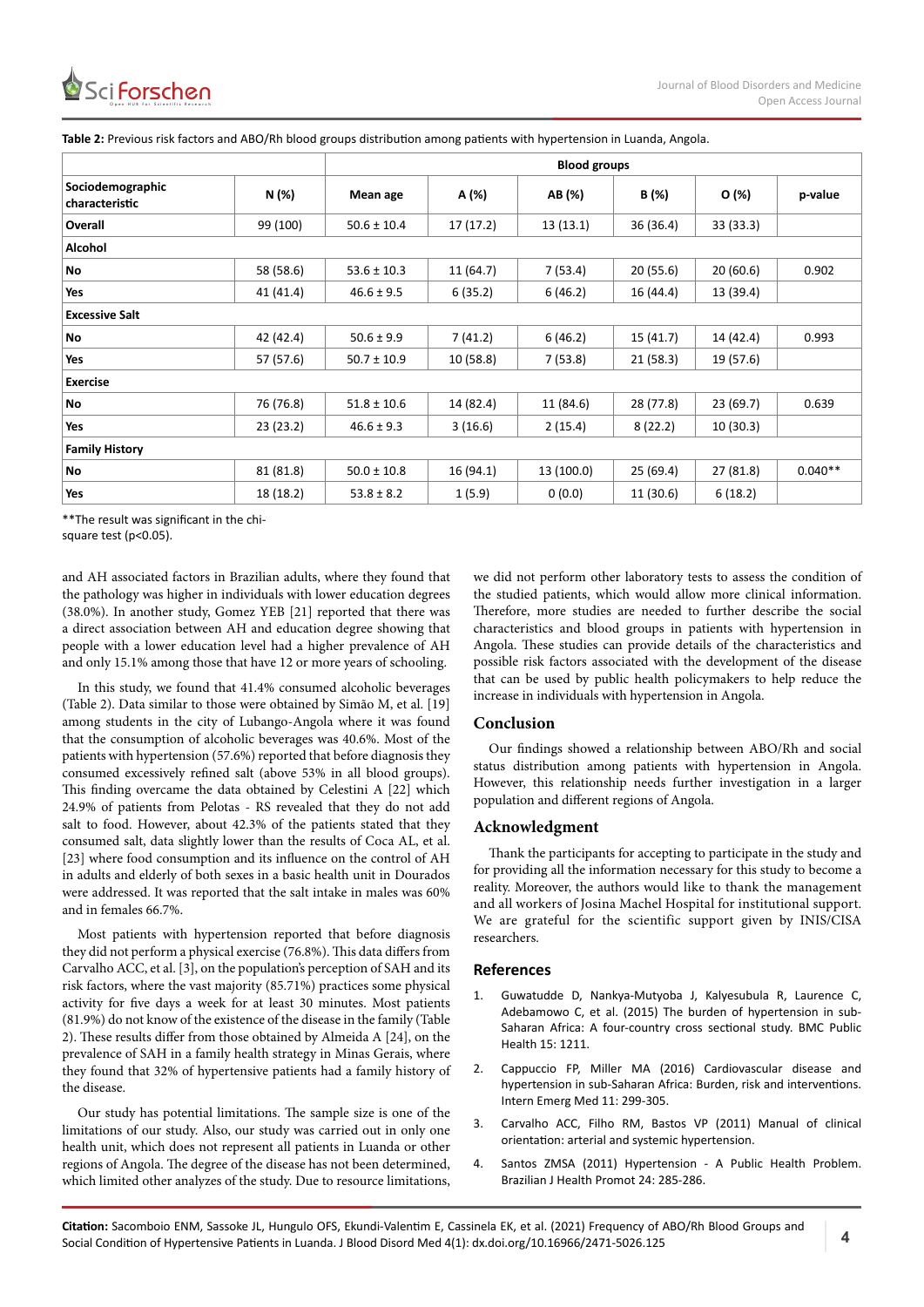**Table 2:** Previous risk factors and ABO/Rh blood groups distribution among patients with hypertension in Luanda, Angola.

| | | | Blood groups | | | | |
|---|---|---|---|---|---|---|---|
| Sociodemographic characteristic | N (%) | Mean age | A (%) | AB (%) | B (%) | O (%) | p-value |
| **Overall** | 99 (100) | 50.6 ± 10.4 | 17 (17.2) | 13 (13.1) | 36 (36.4) | 33 (33.3) | |
| **Alcohol** | | | | | | | |
| **No** | 58 (58.6) | 53.6 ± 10.3 | 11 (64.7) | 7 (53.4) | 20 (55.6) | 20 (60.6) | 0.902 |
| **Yes** | 41 (41.4) | 46.6 ± 9.5 | 6 (35.2) | 6 (46.2) | 16 (44.4) | 13 (39.4) | |
| **Excessive Salt** | | | | | | | |
| **No** | 42 (42.4) | 50.6 ± 9.9 | 7 (41.2) | 6 (46.2) | 15 (41.7) | 14 (42.4) | 0.993 |
| **Yes** | 57 (57.6) | 50.7 ± 10.9 | 10 (58.8) | 7 (53.8) | 21 (58.3) | 19 (57.6) | |
| **Exercise** | | | | | | | |
| **No** | 76 (76.8) | 51.8 ± 10.6 | 14 (82.4) | 11 (84.6) | 28 (77.8) | 23 (69.7) | 0.639 |
| **Yes** | 23 (23.2) | 46.6 ± 9.3 | 3 (16.6) | 2 (15.4) | 8 (22.2) | 10 (30.3) | |
| **Family History** | | | | | | | |
| **No** | 81 (81.8) | 50.0 ± 10.8 | 16 (94.1) | 13 (100.0) | 25 (69.4) | 27 (81.8) | 0.040** |
| **Yes** | 18 (18.2) | 53.8 ± 8.2 | 1 (5.9) | 0 (0.0) | 11 (30.6) | 6 (18.2) | |

**The result was significant in the chi-square test ($p<0.05$).

and AH associated factors in Brazilian adults, where they found that the pathology was higher in individuals with lower education degrees (38.0%). In another study, Gomez YEB [21] reported that there was a direct association between AH and education degree showing that people with a lower education level had a higher prevalence of AH and only 15.1% among those that have 12 or more years of schooling.

In this study, we found that 41.4% consumed alcoholic beverages (Table 2). Data similar to those were obtained by Simão M, et al. [19] among students in the city of Lubango-Angola where it was found that the consumption of alcoholic beverages was 40.6%. Most of the patients with hypertension (57.6%) reported that before diagnosis they consumed excessively refined salt (above 53% in all blood groups). This finding overcame the data obtained by Celestini A [22] which 24.9% of patients from Pelotas - RS revealed that they do not add salt to food. However, about 42.3% of the patients stated that they consumed salt, data slightly lower than the results of Coca AL, et al. [23] where food consumption and its influence on the control of AH in adults and elderly of both sexes in a basic health unit in Dourados were addressed. It was reported that the salt intake in males was 60% and in females 66.7%.

Most patients with hypertension reported that before diagnosis they did not perform a physical exercise (76.8%). This data differs from Carvalho ACC, et al. [3], on the population's perception of SAH and its risk factors, where the vast majority (85.71%) practices some physical activity for five days a week for at least 30 minutes. Most patients (81.9%) do not know of the existence of the disease in the family (Table 2). These results differ from those obtained by Almeida A [24], on the prevalence of SAH in a family health strategy in Minas Gerais, where they found that 32% of hypertensive patients had a family history of the disease.

Our study has potential limitations. The sample size is one of the limitations of our study. Also, our study was carried out in only one health unit, which does not represent all patients in Luanda or other regions of Angola. The degree of the disease has not been determined, which limited other analyzes of the study. Due to resource limitations, we did not perform other laboratory tests to assess the condition of the studied patients, which would allow more clinical information. Therefore, more studies are needed to further describe the social characteristics and blood groups in patients with hypertension in Angola. These studies can provide details of the characteristics and possible risk factors associated with the development of the disease that can be used by public health policymakers to help reduce the increase in individuals with hypertension in Angola.

## Conclusion

Our findings showed a relationship between ABO/Rh and social status distribution among patients with hypertension in Angola. However, this relationship needs further investigation in a larger population and different regions of Angola.

## Acknowledgment

Thank the participants for accepting to participate in the study and for providing all the information necessary for this study to become a reality. Moreover, the authors would like to thank the management and all workers of Josina Machel Hospital for institutional support. We are grateful for the scientific support given by INIS/CISA researchers.

## References

1. Guwatudde D, Nankya-Mutyoba J, Kalyesubula R, Laurence C, Adebamowo C, et al. (2015) The burden of hypertension in sub-Saharan Africa: A four-country cross sectional study. BMC Public Health 15: 1211.
2. Cappuccio FP, Miller MA (2016) Cardiovascular disease and hypertension in sub-Saharan Africa: Burden, risk and interventions. Intern Emerg Med 11: 299-305.
3. Carvalho ACC, Filho RM, Bastos VP (2011) Manual of clinical orientation: arterial and systemic hypertension.
4. Santos ZMSA (2011) Hypertension - A Public Health Problem. Brazilian J Health Promot 24: 285-286.

**Citation:** Sacomboio ENM, Sassoke JL, Hungulo OFS, Ekundi-Valentim E, Cassinela EK, et al. (2021) Frequency of ABO/Rh Blood Groups and Social Condition of Hypertensive Patients in Luanda. J Blood Disord Med 4(1): dx.doi.org/10.16966/2471-5026.125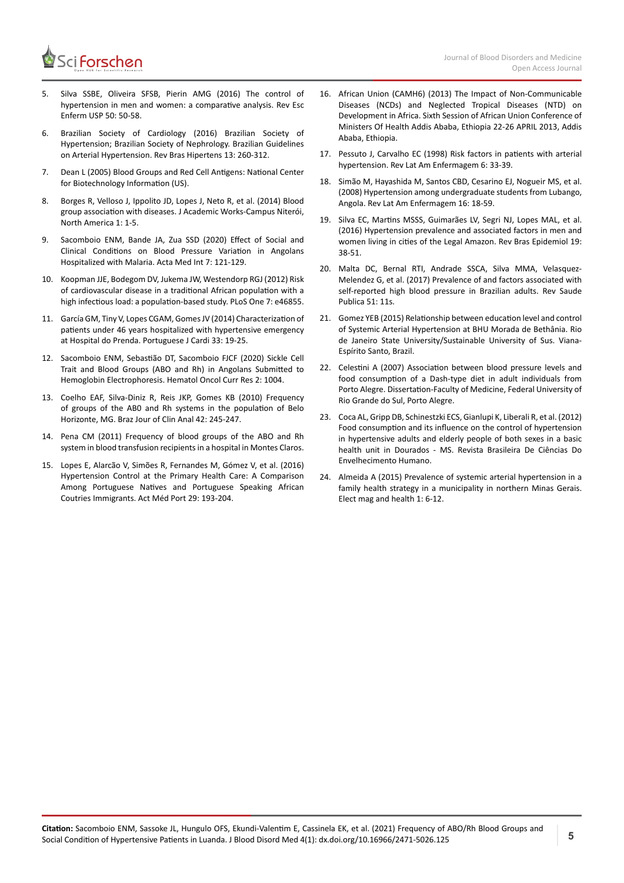5. Silva SSBE, Oliveira SFSB, Pierin AMG (2016) The control of hypertension in men and women: a comparative analysis. Rev Esc Enferm USP 50: 50-58.

6. Brazilian Society of Cardiology (2016) Brazilian Society of Hypertension; Brazilian Society of Nephrology. Brazilian Guidelines on Arterial Hypertension. Rev Bras Hipertens 13: 260-312.

7. Dean L (2005) Blood Groups and Red Cell Antigens: National Center for Biotechnology Information (US).

8. Borges R, Velloso J, Ippolito JD, Lopes J, Neto R, et al. (2014) Blood group association with diseases. J Academic Works-Campus Niterói, North America 1: 1-5.

9. Sacomboio ENM, Bande JA, Zua SSD (2020) Effect of Social and Clinical Conditions on Blood Pressure Variation in Angolans Hospitalized with Malaria. Acta Med Int 7: 121-129.

10. Koopman JJE, Bodegom DV, Jukema JW, Westendorp RGJ (2012) Risk of cardiovascular disease in a traditional African population with a high infectious load: a population-based study. PLoS One 7: e46855.

11. García GM, Tiny V, Lopes CGAM, Gomes JV (2014) Characterization of patients under 46 years hospitalized with hypertensive emergency at Hospital do Prenda. Portuguese J Cardi 33: 19-25.

12. Sacomboio ENM, Sebastião DT, Sacomboio FJCF (2020) Sickle Cell Trait and Blood Groups (ABO and Rh) in Angolans Submitted to Hemoglobin Electrophoresis. Hematol Oncol Curr Res 2: 1004.

13. Coelho EAF, Silva-Diniz R, Reis JKP, Gomes KB (2010) Frequency of groups of the AB0 and Rh systems in the population of Belo Horizonte, MG. Braz Jour of Clin Anal 42: 245-247.

14. Pena CM (2011) Frequency of blood groups of the ABO and Rh system in blood transfusion recipients in a hospital in Montes Claros.

15. Lopes E, Alarcão V, Simões R, Fernandes M, Gómez V, et al. (2016) Hypertension Control at the Primary Health Care: A Comparison Among Portuguese Natives and Portuguese Speaking African Coutries Immigrants. Act Méd Port 29: 193-204.

16. African Union (CAMH6) (2013) The Impact of Non-Communicable Diseases (NCDs) and Neglected Tropical Diseases (NTD) on Development in Africa. Sixth Session of African Union Conference of Ministers Of Health Addis Ababa, Ethiopia 22-26 APRIL 2013, Addis Ababa, Ethiopia.

17. Pessuto J, Carvalho EC (1998) Risk factors in patients with arterial hypertension. Rev Lat Am Enfermagem 6: 33-39.

18. Simão M, Hayashida M, Santos CBD, Cesarino EJ, Nogueir MS, et al. (2008) Hypertension among undergraduate students from Lubango, Angola. Rev Lat Am Enfermagem 16: 18-59.

19. Silva EC, Martins MSSS, Guimarães LV, Segri NJ, Lopes MAL, et al. (2016) Hypertension prevalence and associated factors in men and women living in cities of the Legal Amazon. Rev Bras Epidemiol 19: 38-51.

20. Malta DC, Bernal RTI, Andrade SSCA, Silva MMA, Velasquez-Melendez G, et al. (2017) Prevalence of and factors associated with self-reported high blood pressure in Brazilian adults. Rev Saude Publica 51: 11s.

21. Gomez YEB (2015) Relationship between education level and control of Systemic Arterial Hypertension at BHU Morada de Bethânia. Rio de Janeiro State University/Sustainable University of Sus. Viana-Espírito Santo, Brazil.

22. Celestini A (2007) Association between blood pressure levels and food consumption of a Dash-type diet in adult individuals from Porto Alegre. Dissertation-Faculty of Medicine, Federal University of Rio Grande do Sul, Porto Alegre.

23. Coca AL, Gripp DB, Schinestzki ECS, Gianlupi K, Liberali R, et al. (2012) Food consumption and its influence on the control of hypertension in hypertensive adults and elderly people of both sexes in a basic health unit in Dourados - MS. Revista Brasileira De Ciências Do Envelhecimento Humano.

24. Almeida A (2015) Prevalence of systemic arterial hypertension in a family health strategy in a municipality in northern Minas Gerais. Elect mag and health 1: 6-12.